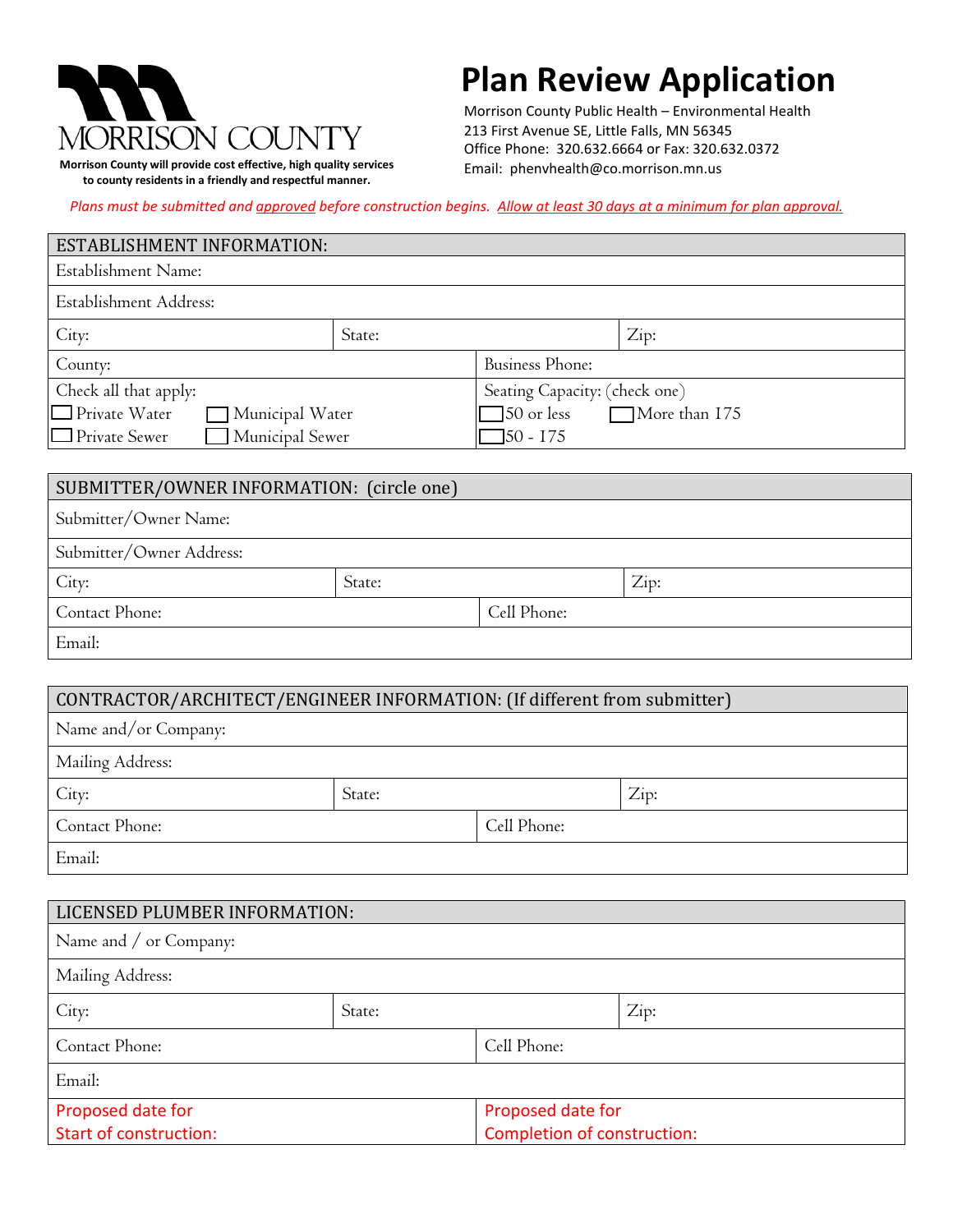MORRISON COUNTY

**Morrison County will provide cost effective, high quality services to county residents in a friendly and respectful manner.**

# Plan Review Application

Morrison County Public Health – Environmental Health
213 First Avenue SE, Little Falls, MN 56345
Office Phone: 320.632.6664 or Fax: 320.632.0372
Email: phenvhealth@co.morrison.mn.us

*Plans must be submitted and approved before construction begins. Allow at least 30 days at a minimum for plan approval.*

| ESTABLISHMENT INFORMATION: | | |
|---|---|---|
| Establishment Name: | | |
| Establishment Address: | | |
| City: | State: | Zip: |
| County: | Business Phone: | |
| Check all that apply:<br>☐ Private Water ☐ Municipal Water<br>☐ Private Sewer ☐ Municipal Sewer | Seating Capacity: (check one)<br>☐ 50 or less ☐ More than 175<br>☐ 50 - 175 | |

| SUBMITTER/OWNER INFORMATION: (circle one) | | |
|---|---|---|
| Submitter/Owner Name: | | |
| Submitter/Owner Address: | | |
| City: | State: | Zip: |
| Contact Phone: | Cell Phone: | |
| Email: | | |

| CONTRACTOR/ARCHITECT/ENGINEER INFORMATION: (If different from submitter) | | |
|---|---|---|
| Name and/or Company: | | |
| Mailing Address: | | |
| City: | State: | Zip: |
| Contact Phone: | Cell Phone: | |
| Email: | | |

| LICENSED PLUMBER INFORMATION: | | |
|---|---|---|
| Name and / or Company: | | |
| Mailing Address: | | |
| City: | State: | Zip: |
| Contact Phone: | Cell Phone: | |
| Email: | | |
| Proposed date for Start of construction: | Proposed date for Completion of construction: | |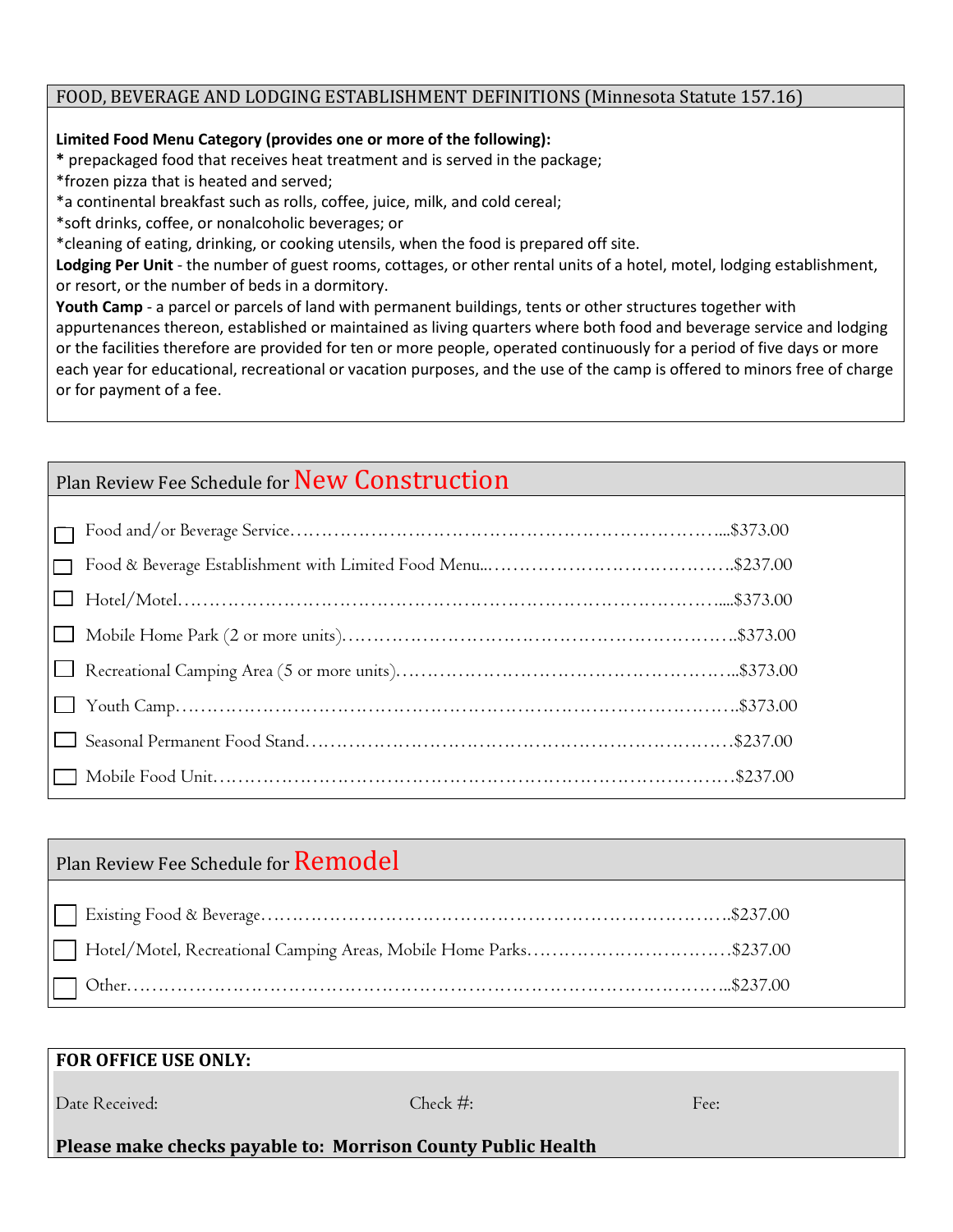## FOOD, BEVERAGE AND LODGING ESTABLISHMENT DEFINITIONS (Minnesota Statute 157.16)

**Limited Food Menu Category (provides one or more of the following):**

* prepackaged food that receives heat treatment and is served in the package;
*frozen pizza that is heated and served;
*a continental breakfast such as rolls, coffee, juice, milk, and cold cereal;
*soft drinks, coffee, or nonalcoholic beverages; or
*cleaning of eating, drinking, or cooking utensils, when the food is prepared off site.

**Lodging Per Unit** - the number of guest rooms, cottages, or other rental units of a hotel, motel, lodging establishment, or resort, or the number of beds in a dormitory.

**Youth Camp** - a parcel or parcels of land with permanent buildings, tents or other structures together with appurtenances thereon, established or maintained as living quarters where both food and beverage service and lodging or the facilities therefore are provided for ten or more people, operated continuously for a period of five days or more each year for educational, recreational or vacation purposes, and the use of the camp is offered to minors free of charge or for payment of a fee.

## Plan Review Fee Schedule for New Construction

- ☐ Food and/or Beverage Service....$373.00
- ☐ Food & Beverage Establishment with Limited Food Menu....$237.00
- ☐ Hotel/Motel....$373.00
- ☐ Mobile Home Park (2 or more units)....$373.00
- ☐ Recreational Camping Area (5 or more units)....$373.00
- ☐ Youth Camp....$373.00
- ☐ Seasonal Permanent Food Stand....$237.00
- ☐ Mobile Food Unit....$237.00

## Plan Review Fee Schedule for Remodel

- ☐ Existing Food & Beverage....$237.00
- ☐ Hotel/Motel, Recreational Camping Areas, Mobile Home Parks....$237.00
- ☐ Other....$237.00

**FOR OFFICE USE ONLY:**

Date Received: Check #: Fee:

**Please make checks payable to: Morrison County Public Health**